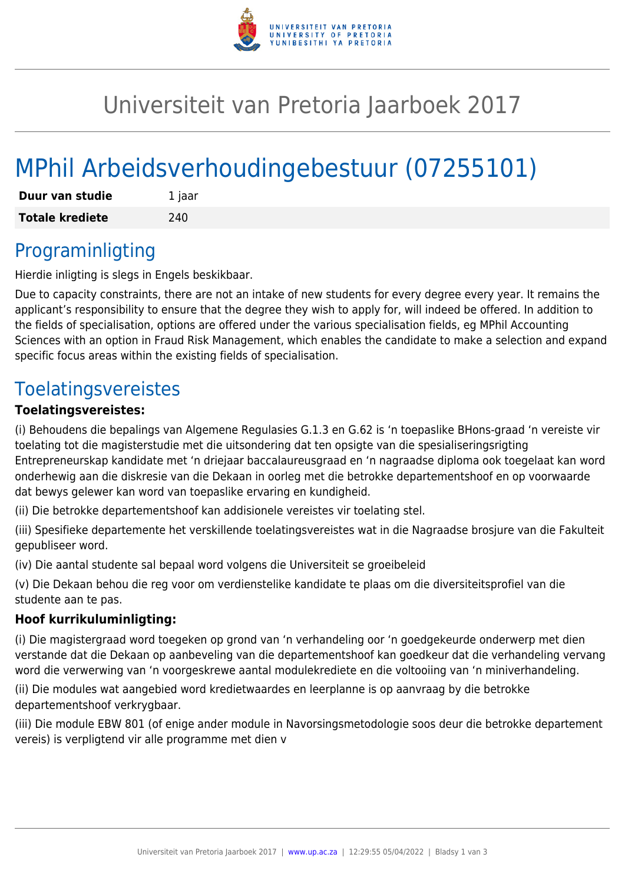# Universiteit van Pretoria Jaarboek 2017

# MPhil Arbeidsverhoudingebestuur (07255101)

| **Duur van studie** | 1 jaar |
| --- | --- |
| **Totale krediete** | 240 |

## Programinligting

Hierdie inligting is slegs in Engels beskikbaar.

Due to capacity constraints, there are not an intake of new students for every degree every year. It remains the applicant's responsibility to ensure that the degree they wish to apply for, will indeed be offered. In addition to the fields of specialisation, options are offered under the various specialisation fields, eg MPhil Accounting Sciences with an option in Fraud Risk Management, which enables the candidate to make a selection and expand specific focus areas within the existing fields of specialisation.

## Toelatingsvereistes

**Toelatingsvereistes:**

(i) Behoudens die bepalings van Algemene Regulasies G.1.3 en G.62 is 'n toepaslike BHons-graad 'n vereiste vir toelating tot die magisterstudie met die uitsondering dat ten opsigte van die spesialiseringsrigting Entrepreneurskap kandidate met 'n driejaar baccalaureusgraad en 'n nagraadse diploma ook toegelaat kan word onderhewig aan die diskresie van die Dekaan in oorleg met die betrokke departementshoof en op voorwaarde dat bewys gelewer kan word van toepaslike ervaring en kundigheid.

(ii) Die betrokke departementshoof kan addisionele vereistes vir toelating stel.

(iii) Spesifieke departemente het verskillende toelatingsvereistes wat in die Nagraadse brosjure van die Fakulteit gepubliseer word.

(iv) Die aantal studente sal bepaal word volgens die Universiteit se groeibeleid

(v) Die Dekaan behou die reg voor om verdienstelike kandidate te plaas om die diversiteitsprofiel van die studente aan te pas.

**Hoof kurrikuluminligting:**

(i) Die magistergraad word toegeken op grond van 'n verhandeling oor 'n goedgekeurde onderwerp met dien verstande dat die Dekaan op aanbeveling van die departementshoof kan goedkeur dat die verhandeling vervang word die verwerwing van 'n voorgeskrewe aantal modulekrediete en die voltooiing van 'n miniverhandeling.

(ii) Die modules wat aangebied word kredietwaardes en leerplanne is op aanvraag by die betrokke departementshoof verkrygbaar.

(iii) Die module EBW 801 (of enige ander module in Navorsingsmetodologie soos deur die betrokke departement vereis) is verpligtend vir alle programme met dien v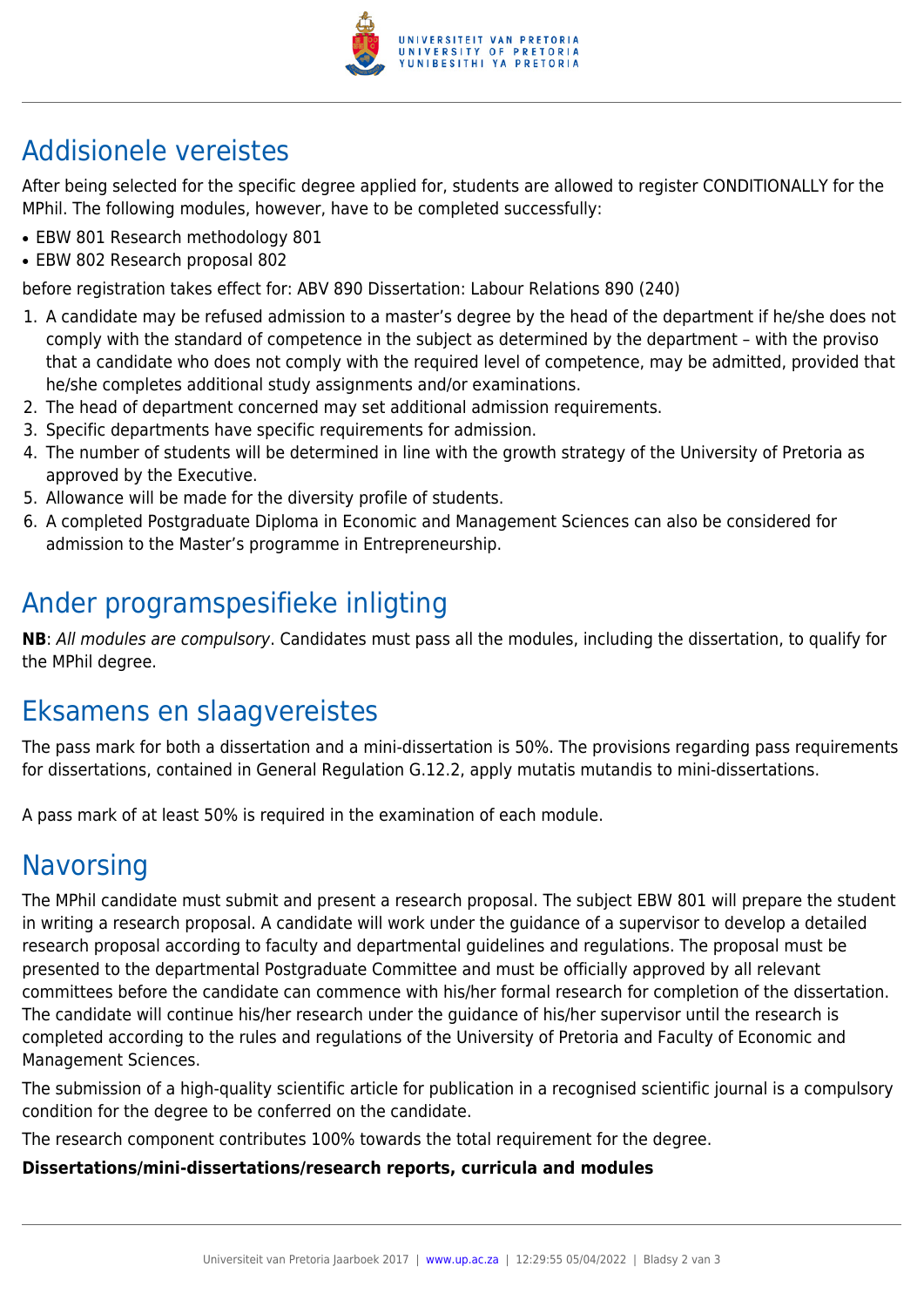## Addisionele vereistes

After being selected for the specific degree applied for, students are allowed to register CONDITIONALLY for the MPhil. The following modules, however, have to be completed successfully:

- EBW 801 Research methodology 801
- EBW 802 Research proposal 802

before registration takes effect for: ABV 890 Dissertation: Labour Relations 890 (240)

1. A candidate may be refused admission to a master's degree by the head of the department if he/she does not comply with the standard of competence in the subject as determined by the department – with the proviso that a candidate who does not comply with the required level of competence, may be admitted, provided that he/she completes additional study assignments and/or examinations.
2. The head of department concerned may set additional admission requirements.
3. Specific departments have specific requirements for admission.
4. The number of students will be determined in line with the growth strategy of the University of Pretoria as approved by the Executive.
5. Allowance will be made for the diversity profile of students.
6. A completed Postgraduate Diploma in Economic and Management Sciences can also be considered for admission to the Master's programme in Entrepreneurship.

## Ander programspesifieke inligting

**NB**: *All modules are compulsory*. Candidates must pass all the modules, including the dissertation, to qualify for the MPhil degree.

## Eksamens en slaagvereistes

The pass mark for both a dissertation and a mini-dissertation is 50%. The provisions regarding pass requirements for dissertations, contained in General Regulation G.12.2, apply mutatis mutandis to mini-dissertations.

A pass mark of at least 50% is required in the examination of each module.

## Navorsing

The MPhil candidate must submit and present a research proposal. The subject EBW 801 will prepare the student in writing a research proposal. A candidate will work under the guidance of a supervisor to develop a detailed research proposal according to faculty and departmental guidelines and regulations. The proposal must be presented to the departmental Postgraduate Committee and must be officially approved by all relevant committees before the candidate can commence with his/her formal research for completion of the dissertation. The candidate will continue his/her research under the guidance of his/her supervisor until the research is completed according to the rules and regulations of the University of Pretoria and Faculty of Economic and Management Sciences.

The submission of a high-quality scientific article for publication in a recognised scientific journal is a compulsory condition for the degree to be conferred on the candidate.

The research component contributes 100% towards the total requirement for the degree.

**Dissertations/mini-dissertations/research reports, curricula and modules**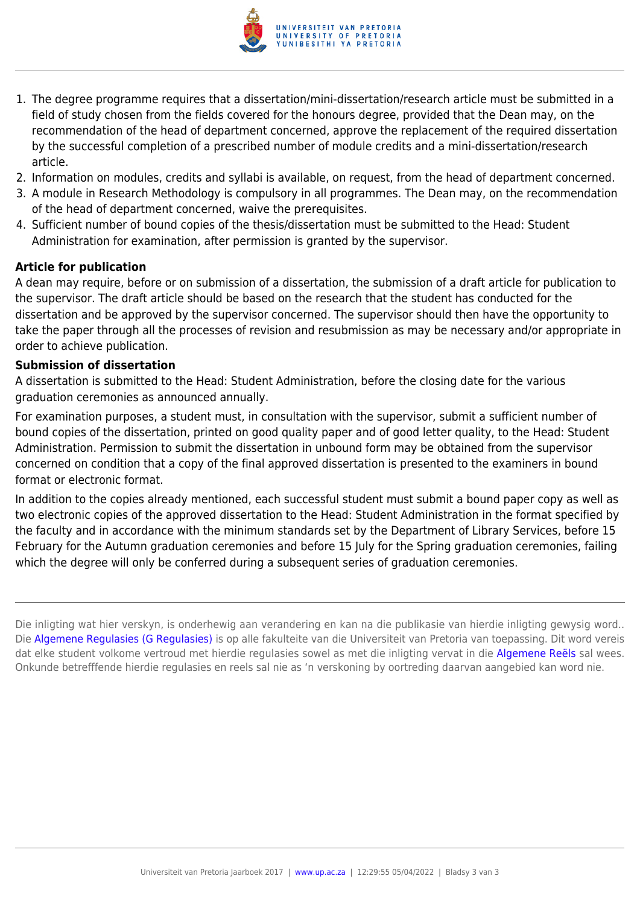1. The degree programme requires that a dissertation/mini-dissertation/research article must be submitted in a field of study chosen from the fields covered for the honours degree, provided that the Dean may, on the recommendation of the head of department concerned, approve the replacement of the required dissertation by the successful completion of a prescribed number of module credits and a mini-dissertation/research article.
2. Information on modules, credits and syllabi is available, on request, from the head of department concerned.
3. A module in Research Methodology is compulsory in all programmes. The Dean may, on the recommendation of the head of department concerned, waive the prerequisites.
4. Sufficient number of bound copies of the thesis/dissertation must be submitted to the Head: Student Administration for examination, after permission is granted by the supervisor.

**Article for publication**

A dean may require, before or on submission of a dissertation, the submission of a draft article for publication to the supervisor. The draft article should be based on the research that the student has conducted for the dissertation and be approved by the supervisor concerned. The supervisor should then have the opportunity to take the paper through all the processes of revision and resubmission as may be necessary and/or appropriate in order to achieve publication.

**Submission of dissertation**

A dissertation is submitted to the Head: Student Administration, before the closing date for the various graduation ceremonies as announced annually.

For examination purposes, a student must, in consultation with the supervisor, submit a sufficient number of bound copies of the dissertation, printed on good quality paper and of good letter quality, to the Head: Student Administration. Permission to submit the dissertation in unbound form may be obtained from the supervisor concerned on condition that a copy of the final approved dissertation is presented to the examiners in bound format or electronic format.

In addition to the copies already mentioned, each successful student must submit a bound paper copy as well as two electronic copies of the approved dissertation to the Head: Student Administration in the format specified by the faculty and in accordance with the minimum standards set by the Department of Library Services, before 15 February for the Autumn graduation ceremonies and before 15 July for the Spring graduation ceremonies, failing which the degree will only be conferred during a subsequent series of graduation ceremonies.

---

Die inligting wat hier verskyn, is onderhewig aan verandering en kan na die publikasie van hierdie inligting gewysig word.. Die Algemene Regulasies (G Regulasies) is op alle fakulteite van die Universiteit van Pretoria van toepassing. Dit word vereis dat elke student volkome vertroud met hierdie regulasies sowel as met die inligting vervat in die Algemene Reëls sal wees. Onkunde betrefffende hierdie regulasies en reels sal nie as 'n verskoning by oortreding daarvan aangebied kan word nie.